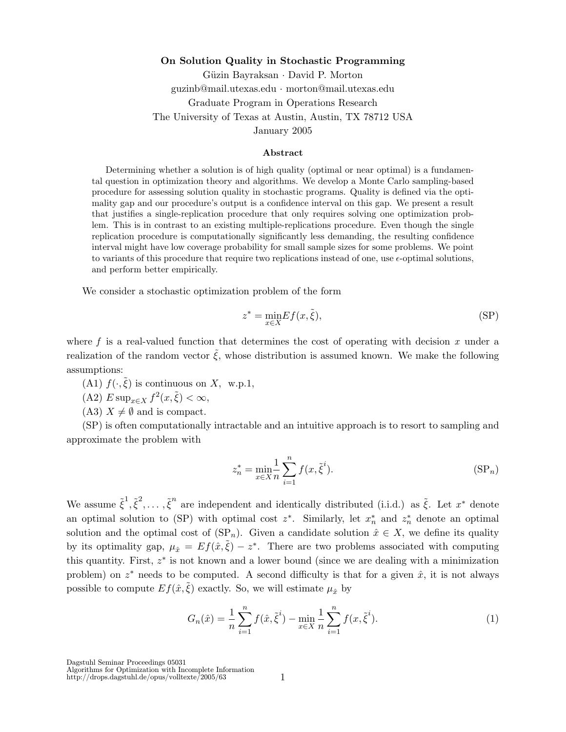# On Solution Quality in Stochastic Programming

Güzin Bayraksan · David P. Morton

guzinb@mail.utexas.edu · morton@mail.utexas.edu

Graduate Program in Operations Research

The University of Texas at Austin, Austin, TX 78712 USA

January 2005

## Abstract

Determining whether a solution is of high quality (optimal or near optimal) is a fundamental question in optimization theory and algorithms. We develop a Monte Carlo sampling-based procedure for assessing solution quality in stochastic programs. Quality is defined via the optimality gap and our procedure's output is a confidence interval on this gap. We present a result that justifies a single-replication procedure that only requires solving one optimization problem. This is in contrast to an existing multiple-replications procedure. Even though the single replication procedure is computationally significantly less demanding, the resulting confidence interval might have low coverage probability for small sample sizes for some problems. We point to variants of this procedure that require two replications instead of one, use $\epsilon$-optimal solutions, and perform better empirically.

We consider a stochastic optimization problem of the form

$$z^* = \min_{x \in X} E f(x, \tilde{\xi}), \tag{SP}$$

where $f$ is a real-valued function that determines the cost of operating with decision $x$ under a realization of the random vector $\tilde{\xi}$, whose distribution is assumed known. We make the following assumptions:

(A1) $f(\cdot, \tilde{\xi})$ is continuous on $X$, w.p.1,

(A2) $E \sup_{x \in X} f^2(x, \tilde{\xi}) < \infty$,

(A3) $X \neq \emptyset$ and is compact.

(SP) is often computationally intractable and an intuitive approach is to resort to sampling and approximate the problem with

$$z_n^* = \min_{x \in X} \frac{1}{n} \sum_{i=1}^{n} f(x, \tilde{\xi}^i). \tag{SP$_n$}$$

We assume $\tilde{\xi}^1, \tilde{\xi}^2, \ldots, \tilde{\xi}^n$ are independent and identically distributed (i.i.d.) as $\tilde{\xi}$. Let $x^*$ denote an optimal solution to (SP) with optimal cost $z^*$. Similarly, let $x_n^*$ and $z_n^*$ denote an optimal solution and the optimal cost of (SP$_n$). Given a candidate solution $\hat{x} \in X$, we define its quality by its optimality gap, $\mu_{\hat{x}} = E f(\hat{x}, \tilde{\xi}) - z^*$. There are two problems associated with computing this quantity. First, $z^*$ is not known and a lower bound (since we are dealing with a minimization problem) on $z^*$ needs to be computed. A second difficulty is that for a given $\hat{x}$, it is not always possible to compute $E f(\hat{x}, \tilde{\xi})$ exactly. So, we will estimate $\mu_{\hat{x}}$ by

$$G_n(\hat{x}) = \frac{1}{n} \sum_{i=1}^{n} f(\hat{x}, \tilde{\xi}^i) - \min_{x \in X} \frac{1}{n} \sum_{i=1}^{n} f(x, \tilde{\xi}^i). \tag{1}$$

Dagstuhl Seminar Proceedings 05031
Algorithms for Optimization with Incomplete Information
http://drops.dagstuhl.de/opus/volltexte/2005/63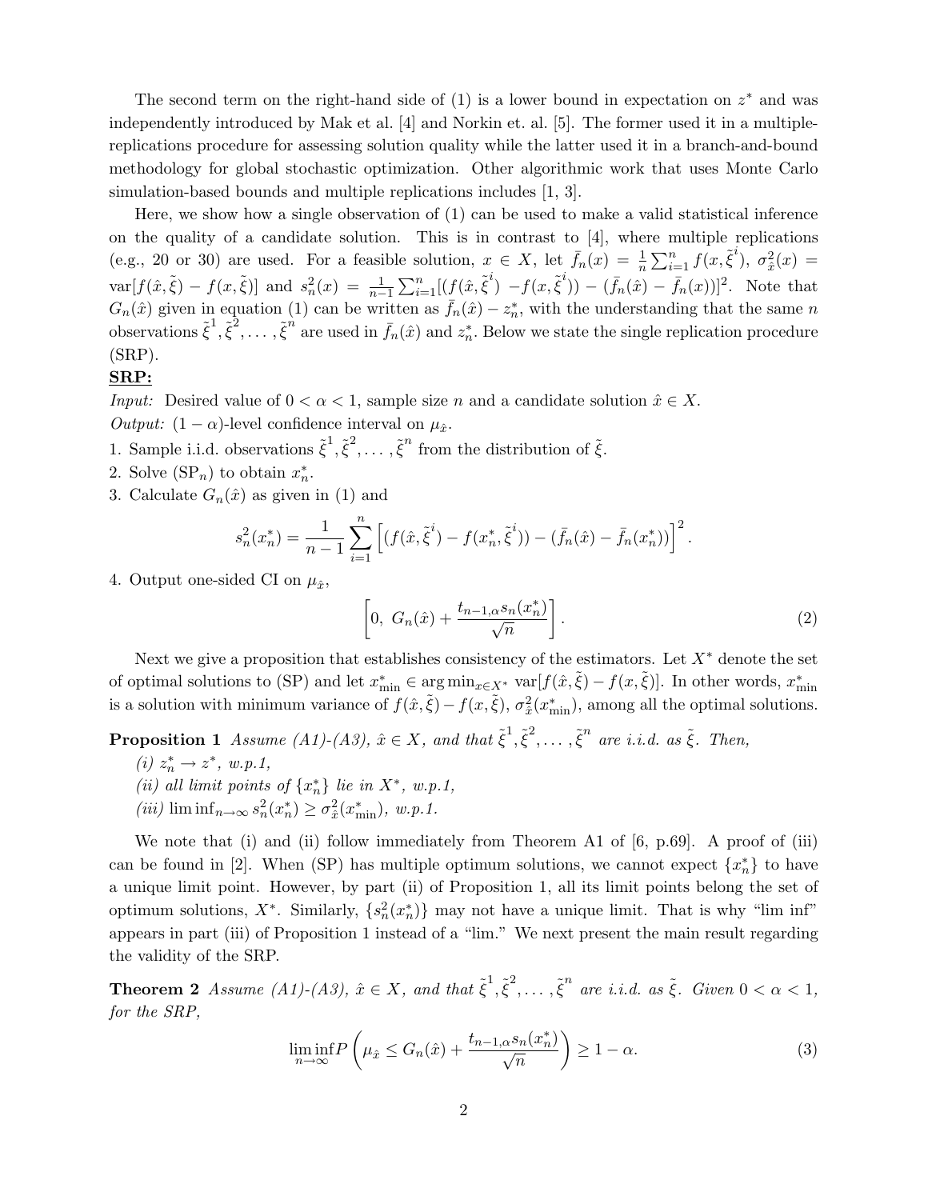The second term on the right-hand side of (1) is a lower bound in expectation on $z^*$ and was independently introduced by Mak et al. [4] and Norkin et. al. [5]. The former used it in a multiple-replications procedure for assessing solution quality while the latter used it in a branch-and-bound methodology for global stochastic optimization. Other algorithmic work that uses Monte Carlo simulation-based bounds and multiple replications includes [1, 3].

Here, we show how a single observation of (1) can be used to make a valid statistical inference on the quality of a candidate solution. This is in contrast to [4], where multiple replications (e.g., 20 or 30) are used. For a feasible solution, $x \in X$, let $\bar{f}_n(x) = \frac{1}{n}\sum_{i=1}^n f(x, \tilde{\xi}^i)$, $\sigma^2_{\hat{x}}(x) = \text{var}[f(\hat{x}, \tilde{\xi}) - f(x, \tilde{\xi})]$ and $s^2_n(x) = \frac{1}{n-1}\sum_{i=1}^n [(f(\hat{x}, \tilde{\xi}^i) - f(x, \tilde{\xi}^i)) - (\bar{f}_n(\hat{x}) - \bar{f}_n(x))]^2$. Note that $G_n(\hat{x})$ given in equation (1) can be written as $\bar{f}_n(\hat{x}) - z^*_n$, with the understanding that the same $n$ observations $\tilde{\xi}^1, \tilde{\xi}^2, \ldots, \tilde{\xi}^n$ are used in $\bar{f}_n(\hat{x})$ and $z^*_n$. Below we state the single replication procedure (SRP).

**SRP:**

*Input:* Desired value of $0 < \alpha < 1$, sample size $n$ and a candidate solution $\hat{x} \in X$.

*Output:* $(1-\alpha)$-level confidence interval on $\mu_{\hat{x}}$.

1. Sample i.i.d. observations $\tilde{\xi}^1, \tilde{\xi}^2, \ldots, \tilde{\xi}^n$ from the distribution of $\tilde{\xi}$.
2. Solve (SP$_n$) to obtain $x^*_n$.
3. Calculate $G_n(\hat{x})$ as given in (1) and

$$s^2_n(x^*_n) = \frac{1}{n-1}\sum_{i=1}^n \left[(f(\hat{x}, \tilde{\xi}^i) - f(x^*_n, \tilde{\xi}^i)) - (\bar{f}_n(\hat{x}) - \bar{f}_n(x^*_n))\right]^2.$$

4. Output one-sided CI on $\mu_{\hat{x}}$,

$$\left[0,\ G_n(\hat{x}) + \frac{t_{n-1,\alpha} s_n(x^*_n)}{\sqrt{n}}\right]. \tag{2}$$

Next we give a proposition that establishes consistency of the estimators. Let $X^*$ denote the set of optimal solutions to (SP) and let $x^*_{\min} \in \arg\min_{x \in X^*} \text{var}[f(\hat{x}, \tilde{\xi}) - f(x, \tilde{\xi})]$. In other words, $x^*_{\min}$ is a solution with minimum variance of $f(\hat{x}, \tilde{\xi}) - f(x, \tilde{\xi})$, $\sigma^2_{\hat{x}}(x^*_{\min})$, among all the optimal solutions.

**Proposition 1** *Assume (A1)-(A3), $\hat{x} \in X$, and that $\tilde{\xi}^1, \tilde{\xi}^2, \ldots, \tilde{\xi}^n$ are i.i.d. as $\tilde{\xi}$. Then,*

*(i) $z^*_n \to z^*$, w.p.1,*

*(ii) all limit points of $\{x^*_n\}$ lie in $X^*$, w.p.1,*

*(iii) $\liminf_{n\to\infty} s^2_n(x^*_n) \geq \sigma^2_{\hat{x}}(x^*_{\min})$, w.p.1.*

We note that (i) and (ii) follow immediately from Theorem A1 of [6, p.69]. A proof of (iii) can be found in [2]. When (SP) has multiple optimum solutions, we cannot expect $\{x^*_n\}$ to have a unique limit point. However, by part (ii) of Proposition 1, all its limit points belong the set of optimum solutions, $X^*$. Similarly, $\{s^2_n(x^*_n)\}$ may not have a unique limit. That is why "lim inf" appears in part (iii) of Proposition 1 instead of a "lim." We next present the main result regarding the validity of the SRP.

**Theorem 2** *Assume (A1)-(A3), $\hat{x} \in X$, and that $\tilde{\xi}^1, \tilde{\xi}^2, \ldots, \tilde{\xi}^n$ are i.i.d. as $\tilde{\xi}$. Given $0 < \alpha < 1$, for the SRP,*

$$\liminf_{n\to\infty} P\left(\mu_{\hat{x}} \leq G_n(\hat{x}) + \frac{t_{n-1,\alpha} s_n(x^*_n)}{\sqrt{n}}\right) \geq 1 - \alpha. \tag{3}$$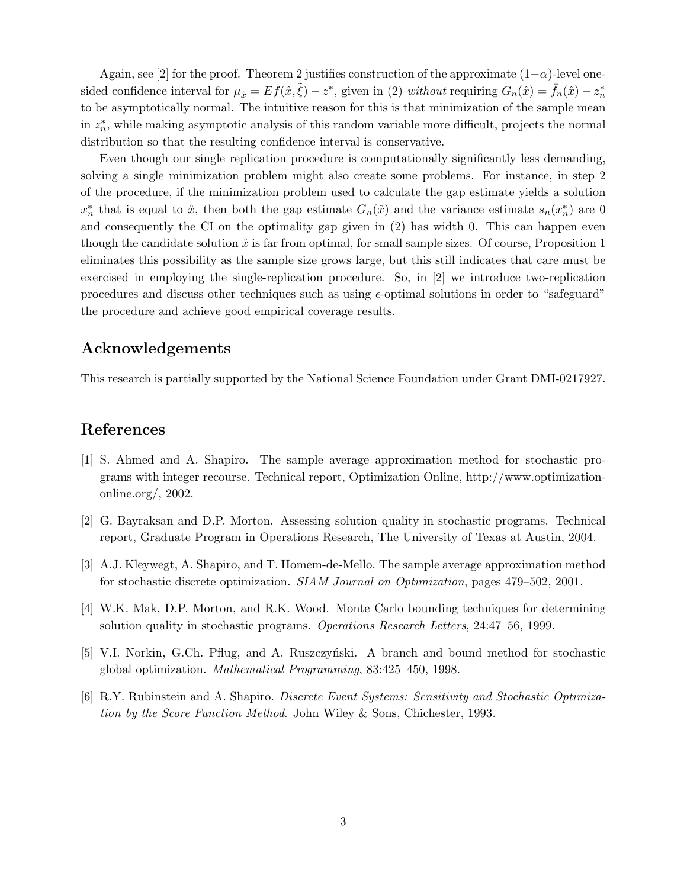Again, see [2] for the proof. Theorem 2 justifies construction of the approximate $(1-\alpha)$-level one-sided confidence interval for $\mu_{\hat{x}} = Ef(\hat{x}, \tilde{\xi}) - z^*$, given in (2) *without* requiring $G_n(\hat{x}) = \bar{f}_n(\hat{x}) - z_n^*$ to be asymptotically normal. The intuitive reason for this is that minimization of the sample mean in $z_n^*$, while making asymptotic analysis of this random variable more difficult, projects the normal distribution so that the resulting confidence interval is conservative.

Even though our single replication procedure is computationally significantly less demanding, solving a single minimization problem might also create some problems. For instance, in step 2 of the procedure, if the minimization problem used to calculate the gap estimate yields a solution $x_n^*$ that is equal to $\hat{x}$, then both the gap estimate $G_n(\hat{x})$ and the variance estimate $s_n(x_n^*)$ are 0 and consequently the CI on the optimality gap given in (2) has width 0. This can happen even though the candidate solution $\hat{x}$ is far from optimal, for small sample sizes. Of course, Proposition 1 eliminates this possibility as the sample size grows large, but this still indicates that care must be exercised in employing the single-replication procedure. So, in [2] we introduce two-replication procedures and discuss other techniques such as using $\epsilon$-optimal solutions in order to "safeguard" the procedure and achieve good empirical coverage results.

## Acknowledgements

This research is partially supported by the National Science Foundation under Grant DMI-0217927.

## References

[1] S. Ahmed and A. Shapiro. The sample average approximation method for stochastic programs with integer recourse. Technical report, Optimization Online, http://www.optimization-online.org/, 2002.

[2] G. Bayraksan and D.P. Morton. Assessing solution quality in stochastic programs. Technical report, Graduate Program in Operations Research, The University of Texas at Austin, 2004.

[3] A.J. Kleywegt, A. Shapiro, and T. Homem-de-Mello. The sample average approximation method for stochastic discrete optimization. *SIAM Journal on Optimization*, pages 479–502, 2001.

[4] W.K. Mak, D.P. Morton, and R.K. Wood. Monte Carlo bounding techniques for determining solution quality in stochastic programs. *Operations Research Letters*, 24:47–56, 1999.

[5] V.I. Norkin, G.Ch. Pflug, and A. Ruszczyński. A branch and bound method for stochastic global optimization. *Mathematical Programming*, 83:425–450, 1998.

[6] R.Y. Rubinstein and A. Shapiro. *Discrete Event Systems: Sensitivity and Stochastic Optimization by the Score Function Method*. John Wiley & Sons, Chichester, 1993.